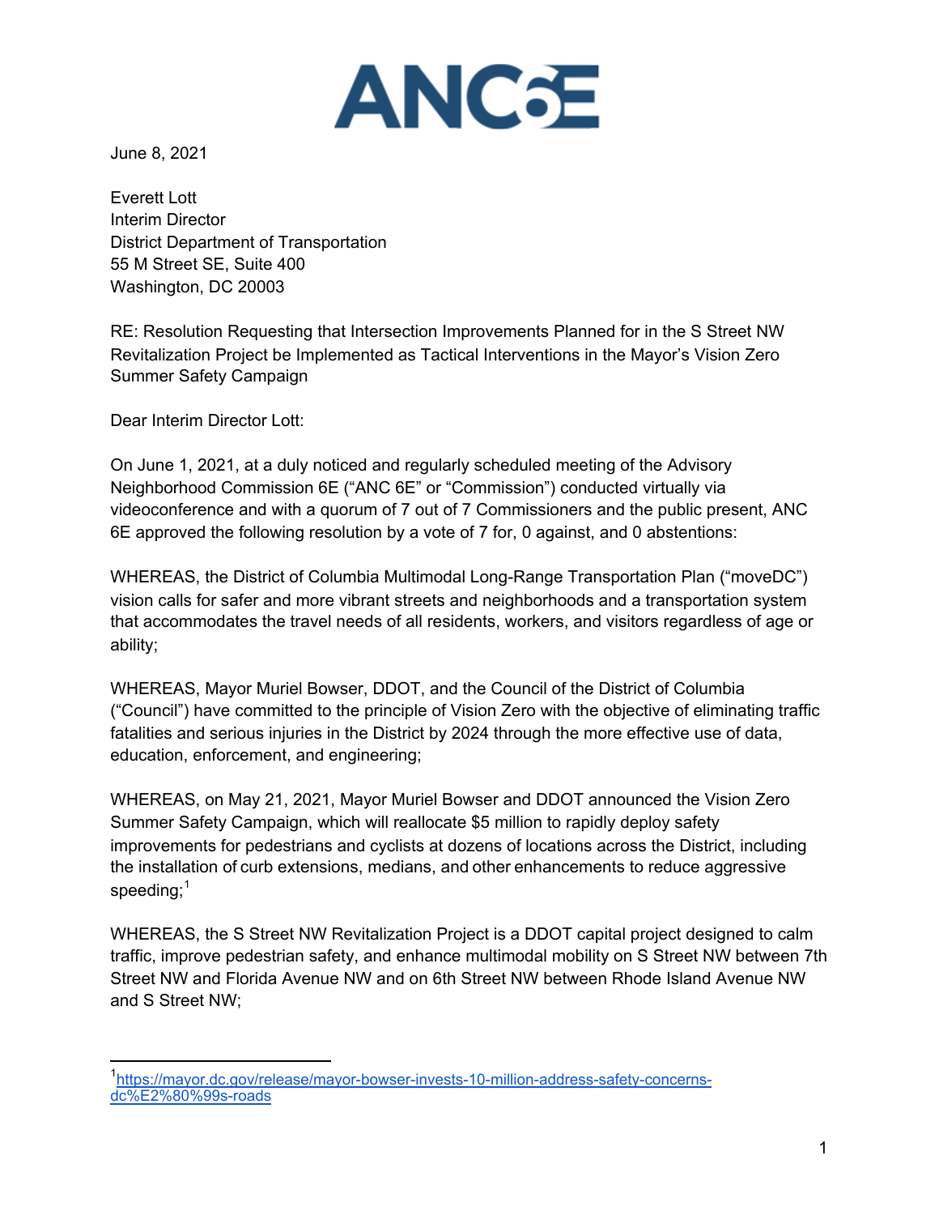ANC6E

June 8, 2021

Everett Lott
Interim Director
District Department of Transportation
55 M Street SE, Suite 400
Washington, DC 20003

RE: Resolution Requesting that Intersection Improvements Planned for in the S Street NW Revitalization Project be Implemented as Tactical Interventions in the Mayor's Vision Zero Summer Safety Campaign

Dear Interim Director Lott:

On June 1, 2021, at a duly noticed and regularly scheduled meeting of the Advisory Neighborhood Commission 6E ("ANC 6E" or "Commission") conducted virtually via videoconference and with a quorum of 7 out of 7 Commissioners and the public present, ANC 6E approved the following resolution by a vote of 7 for, 0 against, and 0 abstentions:

WHEREAS, the District of Columbia Multimodal Long-Range Transportation Plan ("moveDC") vision calls for safer and more vibrant streets and neighborhoods and a transportation system that accommodates the travel needs of all residents, workers, and visitors regardless of age or ability;

WHEREAS, Mayor Muriel Bowser, DDOT, and the Council of the District of Columbia ("Council") have committed to the principle of Vision Zero with the objective of eliminating traffic fatalities and serious injuries in the District by 2024 through the more effective use of data, education, enforcement, and engineering;

WHEREAS, on May 21, 2021, Mayor Muriel Bowser and DDOT announced the Vision Zero Summer Safety Campaign, which will reallocate $5 million to rapidly deploy safety improvements for pedestrians and cyclists at dozens of locations across the District, including the installation of curb extensions, medians, and other enhancements to reduce aggressive speeding;[1]

WHEREAS, the S Street NW Revitalization Project is a DDOT capital project designed to calm traffic, improve pedestrian safety, and enhance multimodal mobility on S Street NW between 7th Street NW and Florida Avenue NW and on 6th Street NW between Rhode Island Avenue NW and S Street NW;

---

[1] https://mayor.dc.gov/release/mayor-bowser-invests-10-million-address-safety-concerns-dc%E2%80%99s-roads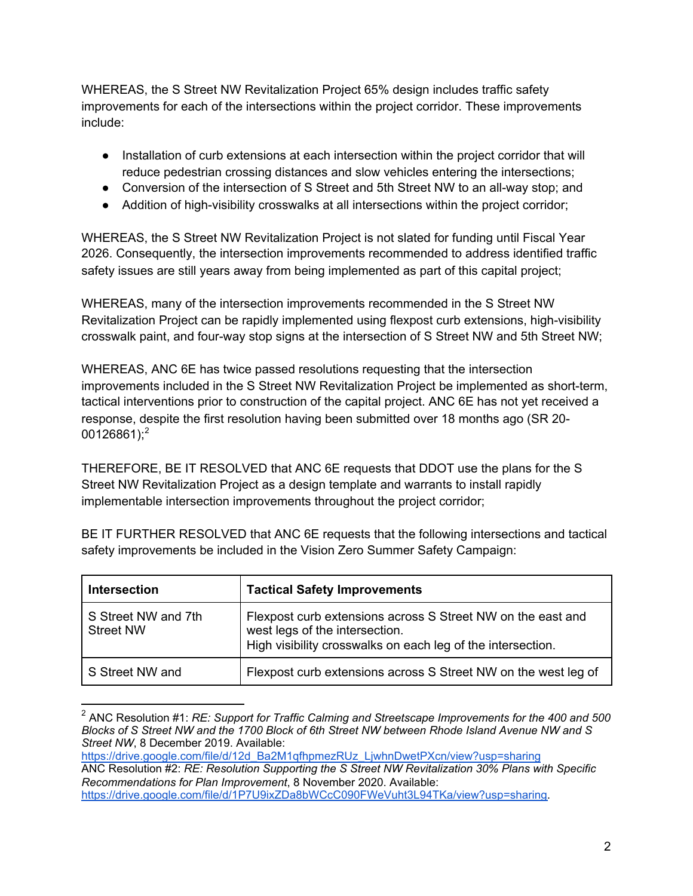WHEREAS, the S Street NW Revitalization Project 65% design includes traffic safety improvements for each of the intersections within the project corridor. These improvements include:

- Installation of curb extensions at each intersection within the project corridor that will reduce pedestrian crossing distances and slow vehicles entering the intersections;
- Conversion of the intersection of S Street and 5th Street NW to an all-way stop; and
- Addition of high-visibility crosswalks at all intersections within the project corridor;

WHEREAS, the S Street NW Revitalization Project is not slated for funding until Fiscal Year 2026. Consequently, the intersection improvements recommended to address identified traffic safety issues are still years away from being implemented as part of this capital project;

WHEREAS, many of the intersection improvements recommended in the S Street NW Revitalization Project can be rapidly implemented using flexpost curb extensions, high-visibility crosswalk paint, and four-way stop signs at the intersection of S Street NW and 5th Street NW;

WHEREAS, ANC 6E has twice passed resolutions requesting that the intersection improvements included in the S Street NW Revitalization Project be implemented as short-term, tactical interventions prior to construction of the capital project. ANC 6E has not yet received a response, despite the first resolution having been submitted over 18 months ago (SR 20-00126861);[2]

THEREFORE, BE IT RESOLVED that ANC 6E requests that DDOT use the plans for the S Street NW Revitalization Project as a design template and warrants to install rapidly implementable intersection improvements throughout the project corridor;

BE IT FURTHER RESOLVED that ANC 6E requests that the following intersections and tactical safety improvements be included in the Vision Zero Summer Safety Campaign:

| **Intersection** | **Tactical Safety Improvements** |
|---|---|
| S Street NW and 7th Street NW | Flexpost curb extensions across S Street NW on the east and west legs of the intersection.<br>High visibility crosswalks on each leg of the intersection. |
| S Street NW and | Flexpost curb extensions across S Street NW on the west leg of |

[2] ANC Resolution #1: *RE: Support for Traffic Calming and Streetscape Improvements for the 400 and 500 Blocks of S Street NW and the 1700 Block of 6th Street NW between Rhode Island Avenue NW and S Street NW*, 8 December 2019. Available: https://drive.google.com/file/d/12d_Ba2M1qfhpmezRUz_LjwhnDwetPXcn/view?usp=sharing
ANC Resolution #2: *RE: Resolution Supporting the S Street NW Revitalization 30% Plans with Specific Recommendations for Plan Improvement*, 8 November 2020. Available: https://drive.google.com/file/d/1P7U9ixZDa8bWCcC090FWeVuht3L94TKa/view?usp=sharing.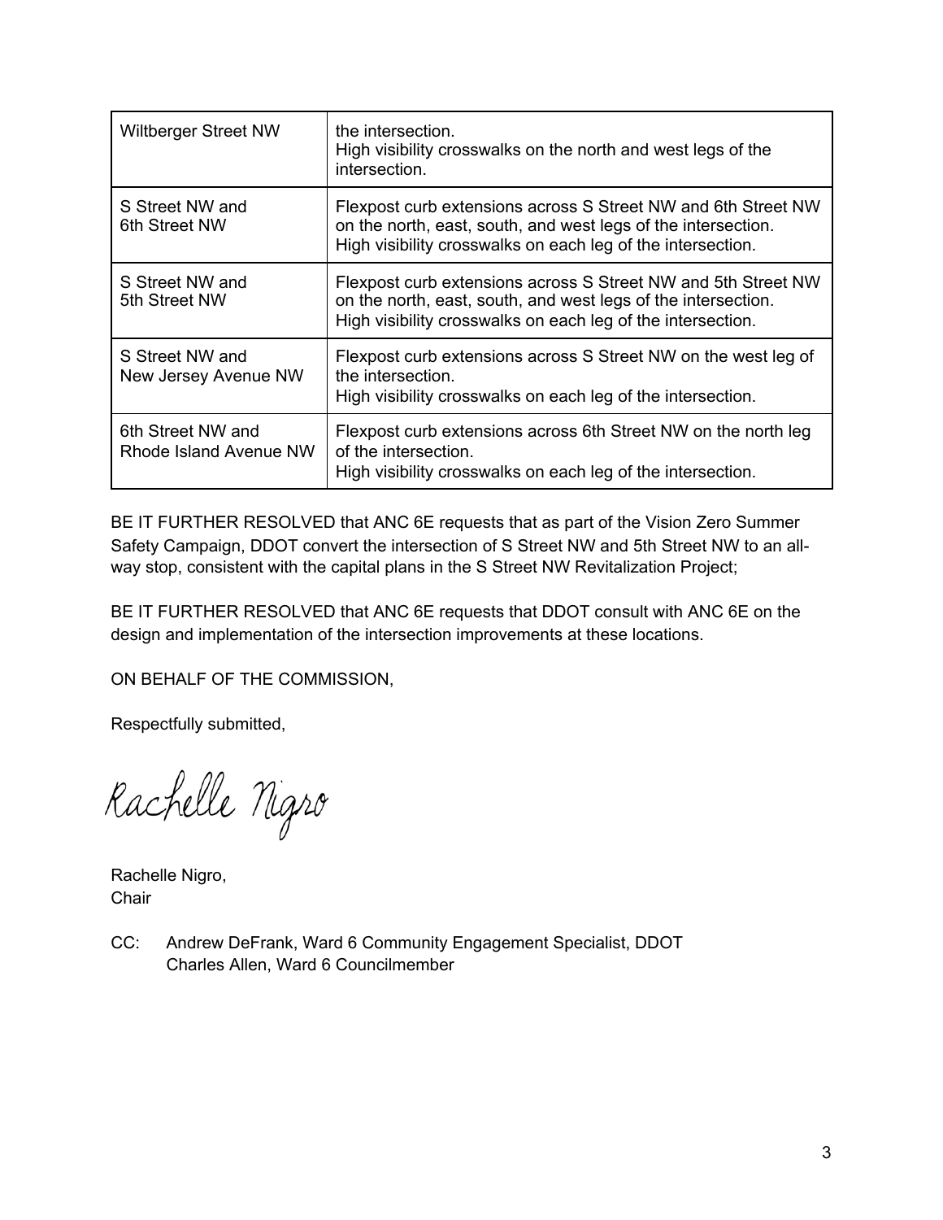| | |
|---|---|
| Wiltberger Street NW | the intersection.<br>High visibility crosswalks on the north and west legs of the intersection. |
| S Street NW and 6th Street NW | Flexpost curb extensions across S Street NW and 6th Street NW on the north, east, south, and west legs of the intersection.<br>High visibility crosswalks on each leg of the intersection. |
| S Street NW and 5th Street NW | Flexpost curb extensions across S Street NW and 5th Street NW on the north, east, south, and west legs of the intersection.<br>High visibility crosswalks on each leg of the intersection. |
| S Street NW and New Jersey Avenue NW | Flexpost curb extensions across S Street NW on the west leg of the intersection.<br>High visibility crosswalks on each leg of the intersection. |
| 6th Street NW and Rhode Island Avenue NW | Flexpost curb extensions across 6th Street NW on the north leg of the intersection.<br>High visibility crosswalks on each leg of the intersection. |

BE IT FURTHER RESOLVED that ANC 6E requests that as part of the Vision Zero Summer Safety Campaign, DDOT convert the intersection of S Street NW and 5th Street NW to an all-way stop, consistent with the capital plans in the S Street NW Revitalization Project;

BE IT FURTHER RESOLVED that ANC 6E requests that DDOT consult with ANC 6E on the design and implementation of the intersection improvements at these locations.

ON BEHALF OF THE COMMISSION,

Respectfully submitted,

Rachelle Nigro

Rachelle Nigro,
Chair

CC: Andrew DeFrank, Ward 6 Community Engagement Specialist, DDOT
Charles Allen, Ward 6 Councilmember